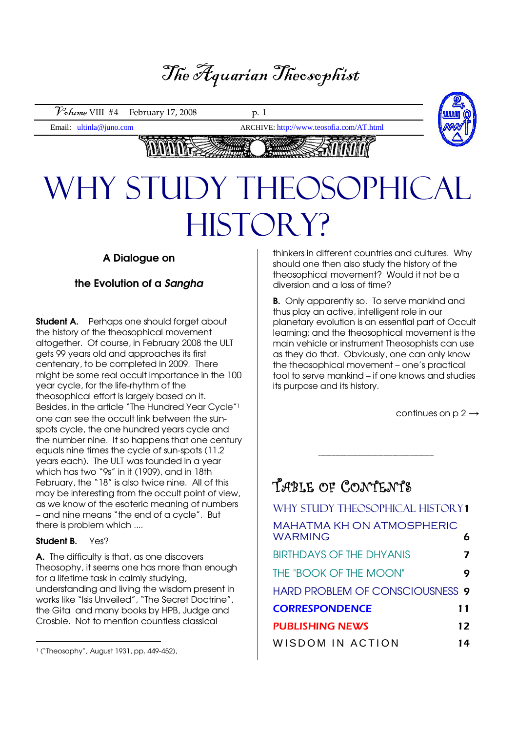# The Aquarian Theosophist

Volume VIII #4 February 17, 2008

Email: ultinla@juno.com ARCHIVE: http://www.teosofia.com/AT.html

# WHY STUDY THEOSOPHICAL HISTORY?

### A Dialogue on

### the Evolution of a *Sangha*

**Student A.** Perhaps one should forget about the history of the theosophical movement altogether. Of course, in February 2008 the ULT gets 99 years old and approaches its first centenary, to be completed in 2009. There might be some real occult importance in the 100 year cycle, for the life-rhythm of the theosophical effort is largely based on it. Besides, in the article "The Hundred Year Cycle"[1] one can see the occult link between the sun-spots cycle, the one hundred years cycle and the number nine. It so happens that one century equals nine times the cycle of sun-spots (11.2 years each). The ULT was founded in a year which has two "9s" in it (1909), and in 18th February, the "18" is also twice nine. All of this may be interesting from the occult point of view, as we know of the esoteric meaning of numbers – and nine means "the end of a cycle". But there is problem which ....

**Student B.** Yes?

**A.** The difficulty is that, as one discovers Theosophy, it seems one has more than enough for a lifetime task in calmly studying, understanding and living the wisdom present in works like "Isis Unveiled", "The Secret Doctrine", the Gita and many books by HPB, Judge and Crosbie. Not to mention countless classical thinkers in different countries and cultures. Why should one then also study the history of the theosophical movement? Would it not be a diversion and a loss of time?

**B.** Only apparently so. To serve mankind and thus play an active, intelligent role in our planetary evolution is an essential part of Occult learning; and the theosophical movement is the main vehicle or instrument Theosophists can use as they do that. Obviously, one can only know the theosophical movement – one's practical tool to serve mankind – if one knows and studies its purpose and its history.

continues on p 2 →

[1] ("Theosophy", August 1931, pp. 449-452),

## Table of Contents

| | |
|---|---|
| WHY STUDY THEOSOPHICAL HISTORY | 1 |
| MAHATMA KH ON ATMOSPHERIC WARMING | 6 |
| BIRTHDAYS OF THE DHYANIS | 7 |
| THE "BOOK OF THE MOON" | 9 |
| HARD PROBLEM OF CONSCIOUSNESS | 9 |
| CORRESPONDENCE | 11 |
| PUBLISHING NEWS | 12 |
| WISDOM IN ACTION | 14 |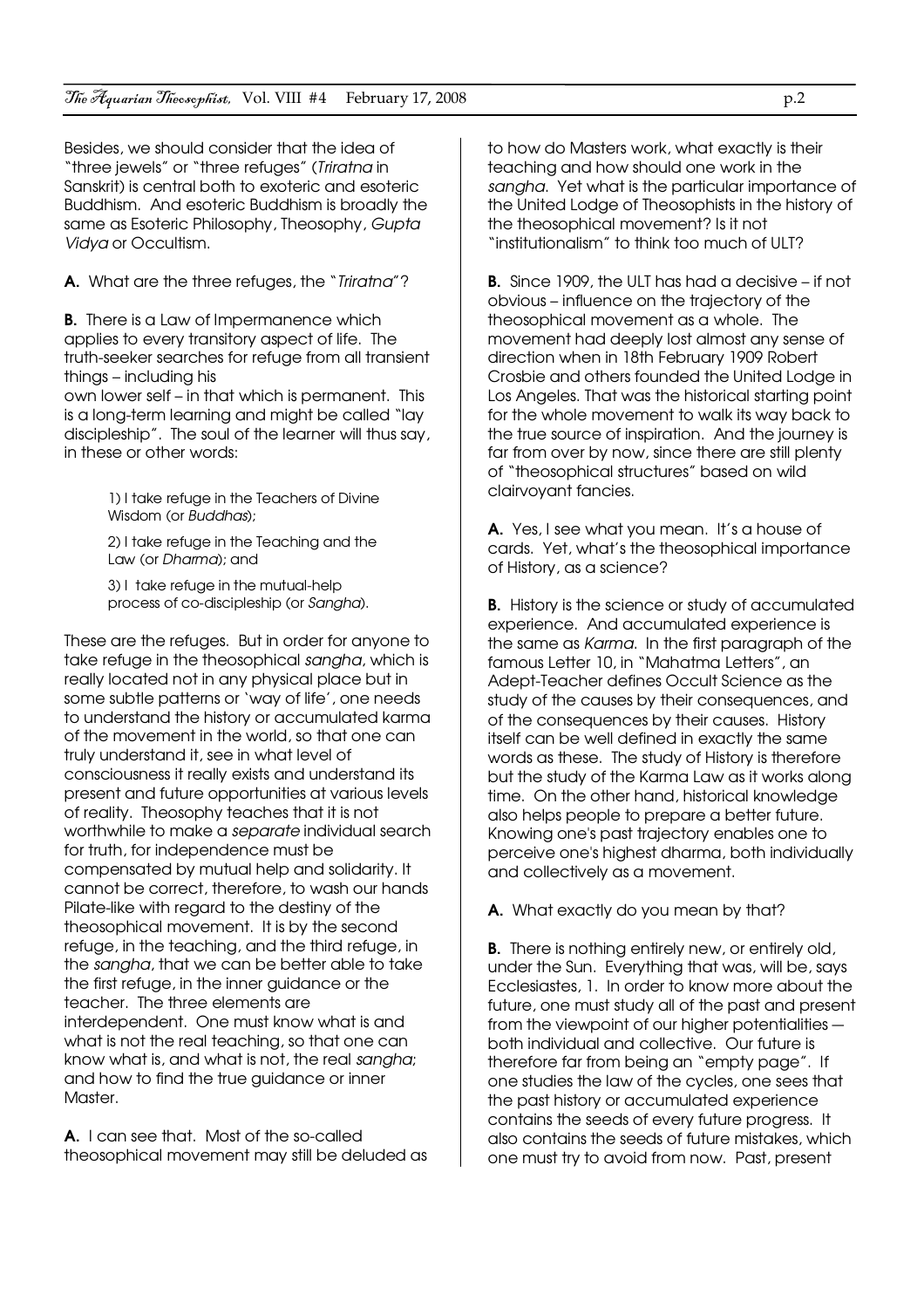Besides, we should consider that the idea of "three jewels" or "three refuges" (*Triratna* in Sanskrit) is central both to exoteric and esoteric Buddhism. And esoteric Buddhism is broadly the same as Esoteric Philosophy, Theosophy, *Gupta Vidya* or Occultism.

**A.** What are the three refuges, the "*Triratna*"?

**B.** There is a Law of Impermanence which applies to every transitory aspect of life. The truth-seeker searches for refuge from all transient things – including his own lower self – in that which is permanent. This is a long-term learning and might be called "lay discipleship". The soul of the learner will thus say, in these or other words:

> 1) I take refuge in the Teachers of Divine Wisdom (or *Buddhas*);
>
> 2) I take refuge in the Teaching and the Law (or *Dharma*); and
>
> 3) I take refuge in the mutual-help process of co-discipleship (or *Sangha*).

These are the refuges. But in order for anyone to take refuge in the theosophical *sangha*, which is really located not in any physical place but in some subtle patterns or 'way of life', one needs to understand the history or accumulated karma of the movement in the world, so that one can truly understand it, see in what level of consciousness it really exists and understand its present and future opportunities at various levels of reality. Theosophy teaches that it is not worthwhile to make a *separate* individual search for truth, for independence must be compensated by mutual help and solidarity. It cannot be correct, therefore, to wash our hands Pilate-like with regard to the destiny of the theosophical movement. It is by the second refuge, in the teaching, and the third refuge, in the *sangha*, that we can be better able to take the first refuge, in the inner guidance or the teacher. The three elements are interdependent. One must know what is and what is not the real teaching, so that one can know what is, and what is not, the real *sangha*; and how to find the true guidance or inner Master.

**A.** I can see that. Most of the so-called theosophical movement may still be deluded as to how do Masters work, what exactly is their teaching and how should one work in the *sangha*. Yet what is the particular importance of the United Lodge of Theosophists in the history of the theosophical movement? Is it not "institutionalism" to think too much of ULT?

**B.** Since 1909, the ULT has had a decisive – if not obvious – influence on the trajectory of the theosophical movement as a whole. The movement had deeply lost almost any sense of direction when in 18th February 1909 Robert Crosbie and others founded the United Lodge in Los Angeles. That was the historical starting point for the whole movement to walk its way back to the true source of inspiration. And the journey is far from over by now, since there are still plenty of "theosophical structures" based on wild clairvoyant fancies.

**A.** Yes, I see what you mean. It's a house of cards. Yet, what's the theosophical importance of History, as a science?

**B.** History is the science or study of accumulated experience. And accumulated experience is the same as *Karma*. In the first paragraph of the famous Letter 10, in "Mahatma Letters", an Adept-Teacher defines Occult Science as the study of the causes by their consequences, and of the consequences by their causes. History itself can be well defined in exactly the same words as these. The study of History is therefore but the study of the Karma Law as it works along time. On the other hand, historical knowledge also helps people to prepare a better future. Knowing one's past trajectory enables one to perceive one's highest dharma, both individually and collectively as a movement.

**A.** What exactly do you mean by that?

**B.** There is nothing entirely new, or entirely old, under the Sun. Everything that was, will be, says Ecclesiastes, 1. In order to know more about the future, one must study all of the past and present from the viewpoint of our higher potentialities — both individual and collective. Our future is therefore far from being an "empty page". If one studies the law of the cycles, one sees that the past history or accumulated experience contains the seeds of every future progress. It also contains the seeds of future mistakes, which one must try to avoid from now. Past, present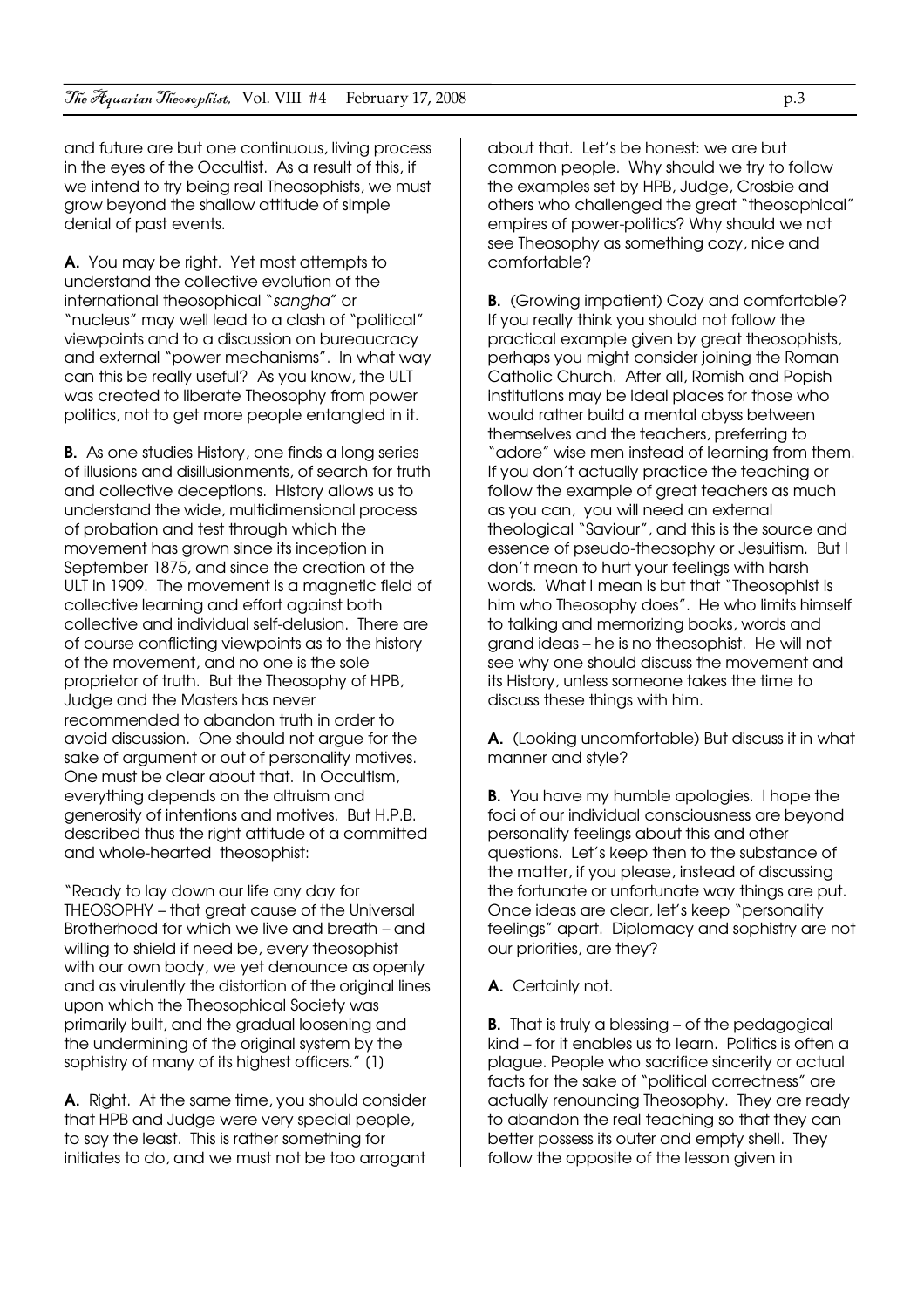and future are but one continuous, living process in the eyes of the Occultist. As a result of this, if we intend to try being real Theosophists, we must grow beyond the shallow attitude of simple denial of past events.

**A.** You may be right. Yet most attempts to understand the collective evolution of the international theosophical "*sangha*" or "nucleus" may well lead to a clash of "political" viewpoints and to a discussion on bureaucracy and external "power mechanisms". In what way can this be really useful? As you know, the ULT was created to liberate Theosophy from power politics, not to get more people entangled in it.

**B.** As one studies History, one finds a long series of illusions and disillusionments, of search for truth and collective deceptions. History allows us to understand the wide, multidimensional process of probation and test through which the movement has grown since its inception in September 1875, and since the creation of the ULT in 1909. The movement is a magnetic field of collective learning and effort against both collective and individual self-delusion. There are of course conflicting viewpoints as to the history of the movement, and no one is the sole proprietor of truth. But the Theosophy of HPB, Judge and the Masters has never recommended to abandon truth in order to avoid discussion. One should not argue for the sake of argument or out of personality motives. One must be clear about that. In Occultism, everything depends on the altruism and generosity of intentions and motives. But H.P.B. described thus the right attitude of a committed and whole-hearted theosophist:

"Ready to lay down our life any day for THEOSOPHY – that great cause of the Universal Brotherhood for which we live and breath – and willing to shield if need be, every theosophist with our own body, we yet denounce as openly and as virulently the distortion of the original lines upon which the Theosophical Society was primarily built, and the gradual loosening and the undermining of the original system by the sophistry of many of its highest officers." (1)

**A.** Right. At the same time, you should consider that HPB and Judge were very special people, to say the least. This is rather something for initiates to do, and we must not be too arrogant about that. Let's be honest: we are but common people. Why should we try to follow the examples set by HPB, Judge, Crosbie and others who challenged the great "theosophical" empires of power-politics? Why should we not see Theosophy as something cozy, nice and comfortable?

**B.** (Growing impatient) Cozy and comfortable? If you really think you should not follow the practical example given by great theosophists, perhaps you might consider joining the Roman Catholic Church. After all, Romish and Popish institutions may be ideal places for those who would rather build a mental abyss between themselves and the teachers, preferring to "adore" wise men instead of learning from them. If you don't actually practice the teaching or follow the example of great teachers as much as you can, you will need an external theological "Saviour", and this is the source and essence of pseudo-theosophy or Jesuitism. But I don't mean to hurt your feelings with harsh words. What I mean is but that "Theosophist is him who Theosophy does". He who limits himself to talking and memorizing books, words and grand ideas – he is no theosophist. He will not see why one should discuss the movement and its History, unless someone takes the time to discuss these things with him.

**A.** (Looking uncomfortable) But discuss it in what manner and style?

**B.** You have my humble apologies. I hope the foci of our individual consciousness are beyond personality feelings about this and other questions. Let's keep then to the substance of the matter, if you please, instead of discussing the fortunate or unfortunate way things are put. Once ideas are clear, let's keep "personality feelings" apart. Diplomacy and sophistry are not our priorities, are they?

**A.** Certainly not.

**B.** That is truly a blessing – of the pedagogical kind – for it enables us to learn. Politics is often a plague. People who sacrifice sincerity or actual facts for the sake of "political correctness" are actually renouncing Theosophy. They are ready to abandon the real teaching so that they can better possess its outer and empty shell. They follow the opposite of the lesson given in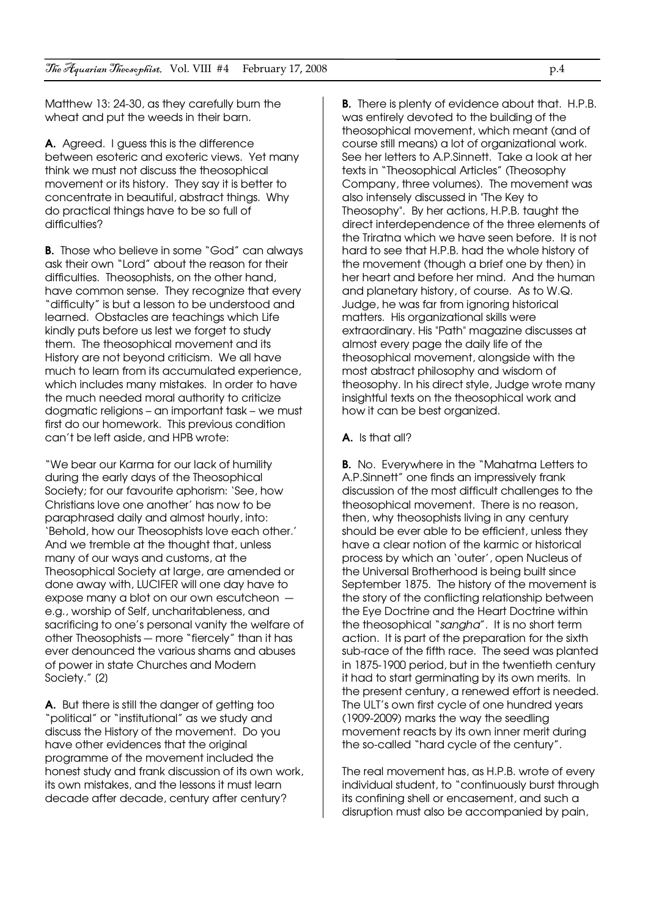Matthew 13: 24-30, as they carefully burn the wheat and put the weeds in their barn.

**A.** Agreed. I guess this is the difference between esoteric and exoteric views. Yet many think we must not discuss the theosophical movement or its history. They say it is better to concentrate in beautiful, abstract things. Why do practical things have to be so full of difficulties?

**B.** Those who believe in some "God" can always ask their own "Lord" about the reason for their difficulties. Theosophists, on the other hand, have common sense. They recognize that every "difficulty" is but a lesson to be understood and learned. Obstacles are teachings which Life kindly puts before us lest we forget to study them. The theosophical movement and its History are not beyond criticism. We all have much to learn from its accumulated experience, which includes many mistakes. In order to have the much needed moral authority to criticize dogmatic religions – an important task – we must first do our homework. This previous condition can't be left aside, and HPB wrote:

"We bear our Karma for our lack of humility during the early days of the Theosophical Society; for our favourite aphorism: 'See, how Christians love one another' has now to be paraphrased daily and almost hourly, into: 'Behold, how our Theosophists love each other.' And we tremble at the thought that, unless many of our ways and customs, at the Theosophical Society at large, are amended or done away with, LUCIFER will one day have to expose many a blot on our own escutcheon — e.g., worship of Self, uncharitableness, and sacrificing to one's personal vanity the welfare of other Theosophists — more "fiercely" than it has ever denounced the various shams and abuses of power in state Churches and Modern Society." (2)

**A.** But there is still the danger of getting too "political" or "institutional" as we study and discuss the History of the movement. Do you have other evidences that the original programme of the movement included the honest study and frank discussion of its own work, its own mistakes, and the lessons it must learn decade after decade, century after century?

**B.** There is plenty of evidence about that. H.P.B. was entirely devoted to the building of the theosophical movement, which meant (and of course still means) a lot of organizational work. See her letters to A.P.Sinnett. Take a look at her texts in "Theosophical Articles" (Theosophy Company, three volumes). The movement was also intensely discussed in "The Key to Theosophy". By her actions, H.P.B. taught the direct interdependence of the three elements of the Triratna which we have seen before. It is not hard to see that H.P.B. had the whole history of the movement (though a brief one by then) in her heart and before her mind. And the human and planetary history, of course. As to W.Q. Judge, he was far from ignoring historical matters. His organizational skills were extraordinary. His "Path" magazine discusses at almost every page the daily life of the theosophical movement, alongside with the most abstract philosophy and wisdom of theosophy. In his direct style, Judge wrote many insightful texts on the theosophical work and how it can be best organized.

**A.** Is that all?

**B.** No. Everywhere in the "Mahatma Letters to A.P.Sinnett" one finds an impressively frank discussion of the most difficult challenges to the theosophical movement. There is no reason, then, why theosophists living in any century should be ever able to be efficient, unless they have a clear notion of the karmic or historical process by which an 'outer', open Nucleus of the Universal Brotherhood is being built since September 1875. The history of the movement is the story of the conflicting relationship between the Eye Doctrine and the Heart Doctrine within the theosophical "*sangha*". It is no short term action. It is part of the preparation for the sixth sub-race of the fifth race. The seed was planted in 1875-1900 period, but in the twentieth century it had to start germinating by its own merits. In the present century, a renewed effort is needed. The ULT's own first cycle of one hundred years (1909-2009) marks the way the seedling movement reacts by its own inner merit during the so-called "hard cycle of the century".

The real movement has, as H.P.B. wrote of every individual student, to "continuously burst through its confining shell or encasement, and such a disruption must also be accompanied by pain,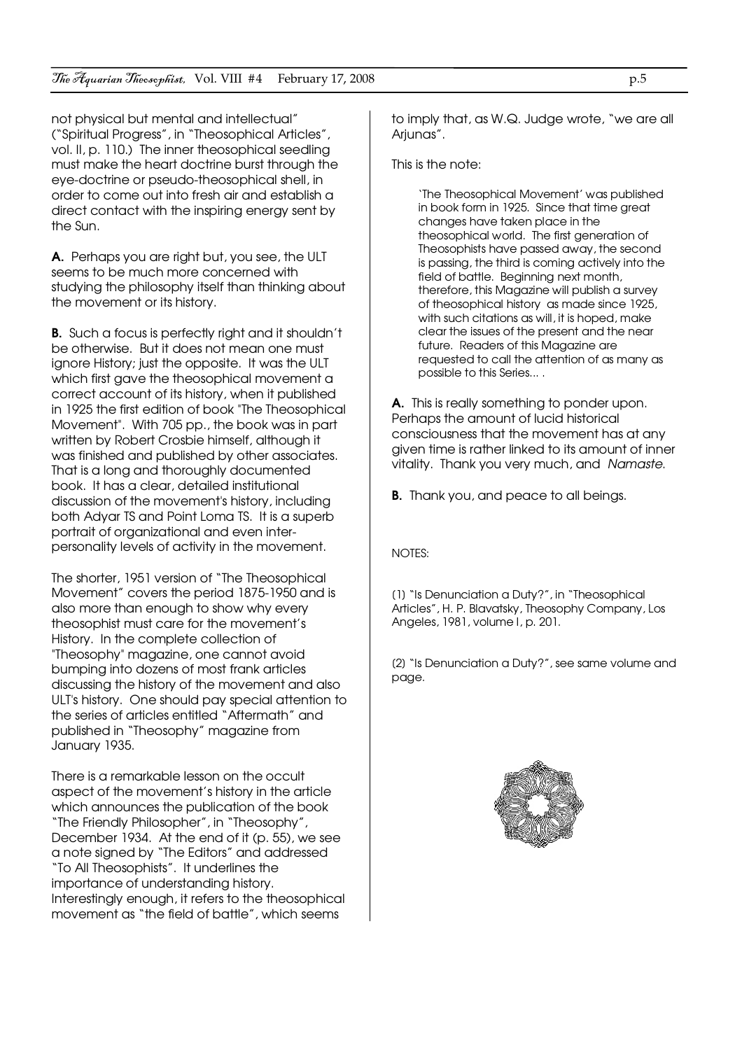not physical but mental and intellectual" ("Spiritual Progress", in "Theosophical Articles", vol. II, p. 110.) The inner theosophical seedling must make the heart doctrine burst through the eye-doctrine or pseudo-theosophical shell, in order to come out into fresh air and establish a direct contact with the inspiring energy sent by the Sun.

**A.** Perhaps you are right but, you see, the ULT seems to be much more concerned with studying the philosophy itself than thinking about the movement or its history.

**B.** Such a focus is perfectly right and it shouldn't be otherwise. But it does not mean one must ignore History; just the opposite. It was the ULT which first gave the theosophical movement a correct account of its history, when it published in 1925 the first edition of book "The Theosophical Movement". With 705 pp., the book was in part written by Robert Crosbie himself, although it was finished and published by other associates. That is a long and thoroughly documented book. It has a clear, detailed institutional discussion of the movement's history, including both Adyar TS and Point Loma TS. It is a superb portrait of organizational and even inter-personality levels of activity in the movement.

The shorter, 1951 version of "The Theosophical Movement" covers the period 1875-1950 and is also more than enough to show why every theosophist must care for the movement's History. In the complete collection of "Theosophy" magazine, one cannot avoid bumping into dozens of most frank articles discussing the history of the movement and also ULT's history. One should pay special attention to the series of articles entitled "Aftermath" and published in "Theosophy" magazine from January 1935.

There is a remarkable lesson on the occult aspect of the movement's history in the article which announces the publication of the book "The Friendly Philosopher", in "Theosophy", December 1934. At the end of it (p. 55), we see a note signed by "The Editors" and addressed "To All Theosophists". It underlines the importance of understanding history. Interestingly enough, it refers to the theosophical movement as "the field of battle", which seems to imply that, as W.Q. Judge wrote, "we are all Arjunas".

This is the note:

> 'The Theosophical Movement' was published in book form in 1925. Since that time great changes have taken place in the theosophical world. The first generation of Theosophists have passed away, the second is passing, the third is coming actively into the field of battle. Beginning next month, therefore, this Magazine will publish a survey of theosophical history as made since 1925, with such citations as will, it is hoped, make clear the issues of the present and the near future. Readers of this Magazine are requested to call the attention of as many as possible to this Series... .

**A.** This is really something to ponder upon. Perhaps the amount of lucid historical consciousness that the movement has at any given time is rather linked to its amount of inner vitality. Thank you very much, and *Namaste*.

**B.** Thank you, and peace to all beings.

NOTES:

(1) "Is Denunciation a Duty?", in "Theosophical Articles", H. P. Blavatsky, Theosophy Company, Los Angeles, 1981, volume I, p. 201.

(2) "Is Denunciation a Duty?", see same volume and page.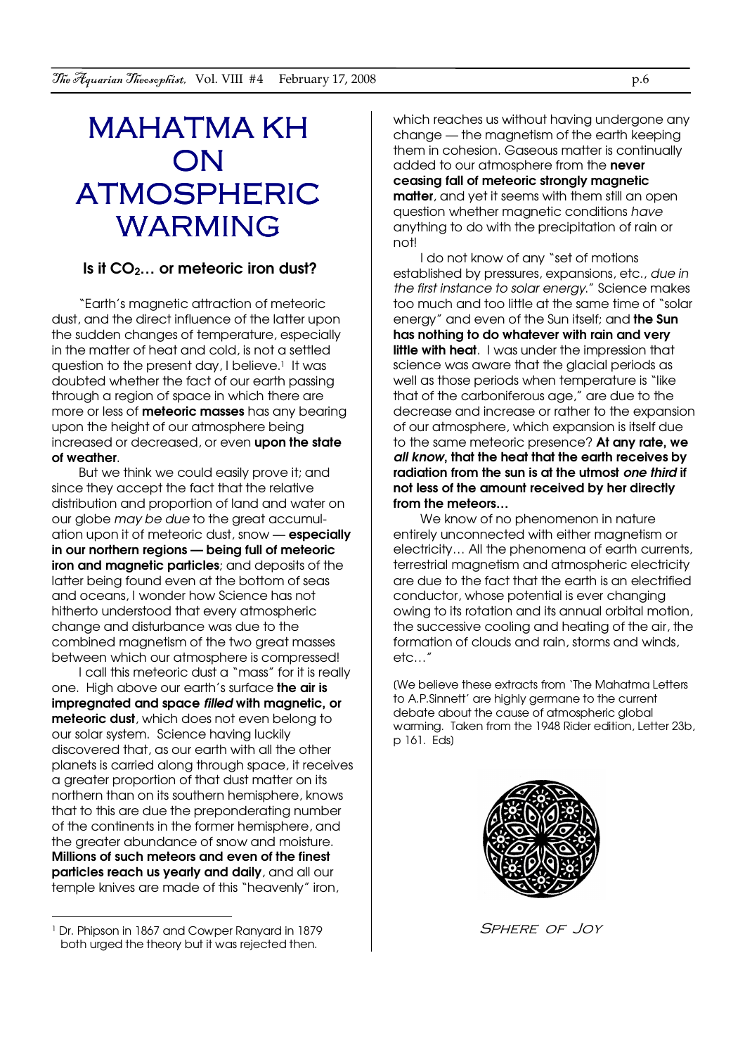# MAHATMA KH ON ATMOSPHERIC WARMING

### Is it $CO_2$… or meteoric iron dust?

"Earth's magnetic attraction of meteoric dust, and the direct influence of the latter upon the sudden changes of temperature, especially in the matter of heat and cold, is not a settled question to the present day, I believe.[1] It was doubted whether the fact of our earth passing through a region of space in which there are more or less of **meteoric masses** has any bearing upon the height of our atmosphere being increased or decreased, or even **upon the state of weather**.

But we think we could easily prove it; and since they accept the fact that the relative distribution and proportion of land and water on our globe *may be due* to the great accumulation upon it of meteoric dust, snow — **especially in our northern regions — being full of meteoric iron and magnetic particles**; and deposits of the latter being found even at the bottom of seas and oceans, I wonder how Science has not hitherto understood that every atmospheric change and disturbance was due to the combined magnetism of the two great masses between which our atmosphere is compressed!

I call this meteoric dust a "mass" for it is really one. High above our earth's surface **the air is impregnated and space *filled* with magnetic, or meteoric dust**, which does not even belong to our solar system. Science having luckily discovered that, as our earth with all the other planets is carried along through space, it receives a greater proportion of that dust matter on its northern than on its southern hemisphere, knows that to this are due the preponderating number of the continents in the former hemisphere, and the greater abundance of snow and moisture. **Millions of such meteors and even of the finest particles reach us yearly and daily**, and all our temple knives are made of this "heavenly" iron, which reaches us without having undergone any change — the magnetism of the earth keeping them in cohesion. Gaseous matter is continually added to our atmosphere from the **never ceasing fall of meteoric strongly magnetic matter**, and yet it seems with them still an open question whether magnetic conditions *have* anything to do with the precipitation of rain or not!

I do not know of any "set of motions established by pressures, expansions, etc., *due in the first instance to solar energy.*" Science makes too much and too little at the same time of "solar energy" and even of the Sun itself; and **the Sun has nothing to do whatever with rain and very little with heat**. I was under the impression that science was aware that the glacial periods as well as those periods when temperature is "like that of the carboniferous age," are due to the decrease and increase or rather to the expansion of our atmosphere, which expansion is itself due to the same meteoric presence? **At any rate, we *all know*, that the heat that the earth receives by radiation from the sun is at the utmost *one third* if not less of the amount received by her directly from the meteors…**

We know of no phenomenon in nature entirely unconnected with either magnetism or electricity… All the phenomena of earth currents, terrestrial magnetism and atmospheric electricity are due to the fact that the earth is an electrified conductor, whose potential is ever changing owing to its rotation and its annual orbital motion, the successive cooling and heating of the air, the formation of clouds and rain, storms and winds, etc…"

(We believe these extracts from 'The Mahatma Letters to A.P.Sinnett' are highly germane to the current debate about the cause of atmospheric global warming. Taken from the 1948 Rider edition, Letter 23b, p 161. Eds)

SPHERE OF JOY

[1] Dr. Phipson in 1867 and Cowper Ranyard in 1879 both urged the theory but it was rejected then.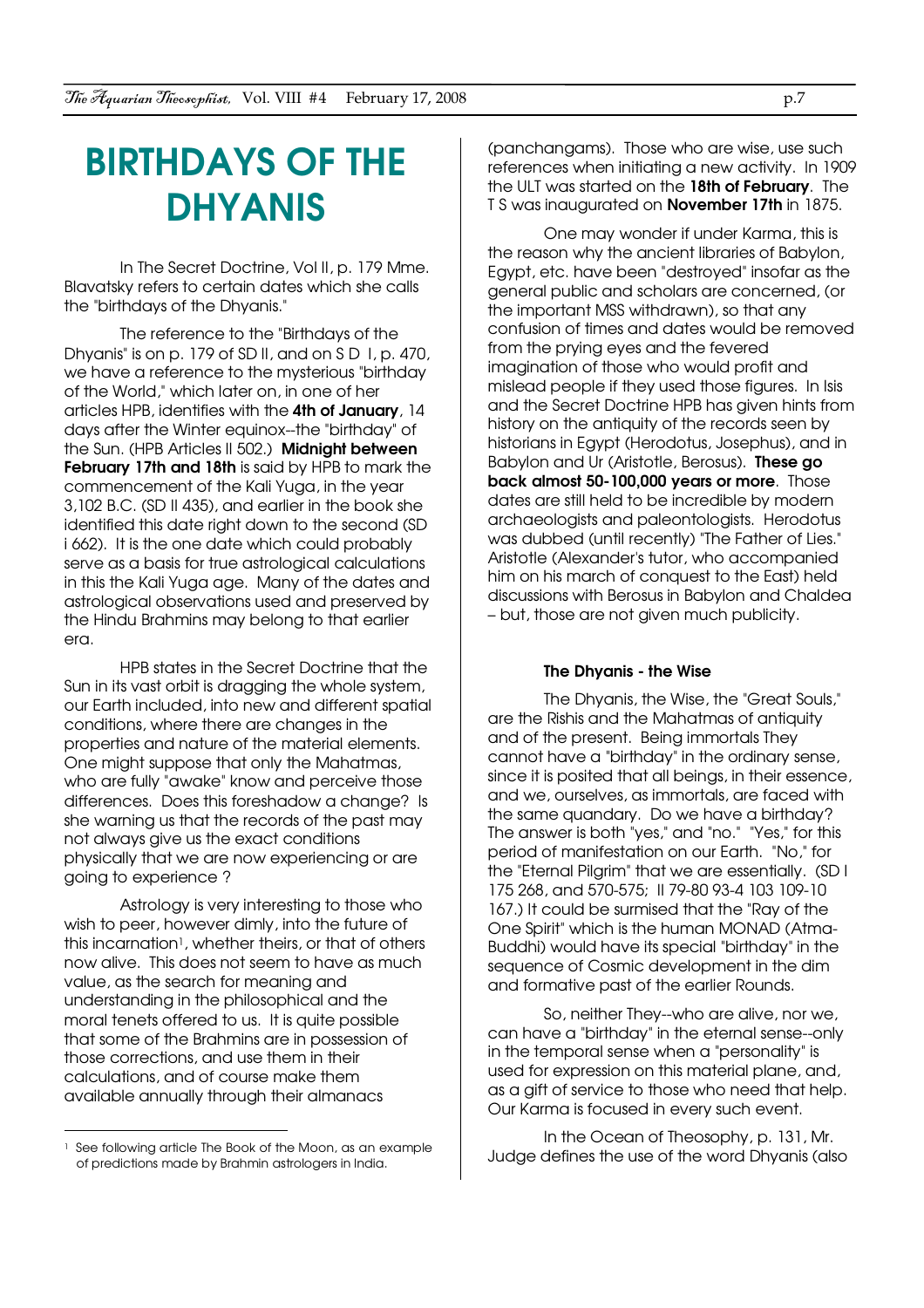# BIRTHDAYS OF THE DHYANIS

In The Secret Doctrine, Vol II, p. 179 Mme. Blavatsky refers to certain dates which she calls the "birthdays of the Dhyanis."

The reference to the "Birthdays of the Dhyanis" is on p. 179 of SD II, and on S D I, p. 470, we have a reference to the mysterious "birthday of the World," which later on, in one of her articles HPB, identifies with the **4th of January**, 14 days after the Winter equinox--the "birthday" of the Sun. (HPB Articles II 502.) **Midnight between February 17th and 18th** is said by HPB to mark the commencement of the Kali Yuga, in the year 3,102 B.C. (SD II 435), and earlier in the book she identified this date right down to the second (SD i 662). It is the one date which could probably serve as a basis for true astrological calculations in this the Kali Yuga age. Many of the dates and astrological observations used and preserved by the Hindu Brahmins may belong to that earlier era.

HPB states in the Secret Doctrine that the Sun in its vast orbit is dragging the whole system, our Earth included, into new and different spatial conditions, where there are changes in the properties and nature of the material elements. One might suppose that only the Mahatmas, who are fully "awake" know and perceive those differences. Does this foreshadow a change? Is she warning us that the records of the past may not always give us the exact conditions physically that we are now experiencing or are going to experience ?

Astrology is very interesting to those who wish to peer, however dimly, into the future of this incarnation[1], whether theirs, or that of others now alive. This does not seem to have as much value, as the search for meaning and understanding in the philosophical and the moral tenets offered to us. It is quite possible that some of the Brahmins are in possession of those corrections, and use them in their calculations, and of course make them available annually through their almanacs (panchangams). Those who are wise, use such references when initiating a new activity. In 1909 the ULT was started on the **18th of February**. The T S was inaugurated on **November 17th** in 1875.

One may wonder if under Karma, this is the reason why the ancient libraries of Babylon, Egypt, etc. have been "destroyed" insofar as the general public and scholars are concerned, (or the important MSS withdrawn), so that any confusion of times and dates would be removed from the prying eyes and the fevered imagination of those who would profit and mislead people if they used those figures. In Isis and the Secret Doctrine HPB has given hints from history on the antiquity of the records seen by historians in Egypt (Herodotus, Josephus), and in Babylon and Ur (Aristotle, Berosus). **These go back almost 50-100,000 years or more**. Those dates are still held to be incredible by modern archaeologists and paleontologists. Herodotus was dubbed (until recently) "The Father of Lies." Aristotle (Alexander's tutor, who accompanied him on his march of conquest to the East) held discussions with Berosus in Babylon and Chaldea – but, those are not given much publicity.

**The Dhyanis - the Wise**

The Dhyanis, the Wise, the "Great Souls," are the Rishis and the Mahatmas of antiquity and of the present. Being immortals They cannot have a "birthday" in the ordinary sense, since it is posited that all beings, in their essence, and we, ourselves, as immortals, are faced with the same quandary. Do we have a birthday? The answer is both "yes," and "no." "Yes," for this period of manifestation on our Earth. "No," for the "Eternal Pilgrim" that we are essentially. (SD I 175 268, and 570-575; II 79-80 93-4 103 109-10 167.) It could be surmised that the "Ray of the One Spirit" which is the human MONAD (Atma-Buddhi) would have its special "birthday" in the sequence of Cosmic development in the dim and formative past of the earlier Rounds.

So, neither They--who are alive, nor we, can have a "birthday" in the eternal sense--only in the temporal sense when a "personality" is used for expression on this material plane, and, as a gift of service to those who need that help. Our Karma is focused in every such event.

In the Ocean of Theosophy, p. 131, Mr. Judge defines the use of the word Dhyanis (also

---

[1] See following article The Book of the Moon, as an example of predictions made by Brahmin astrologers in India.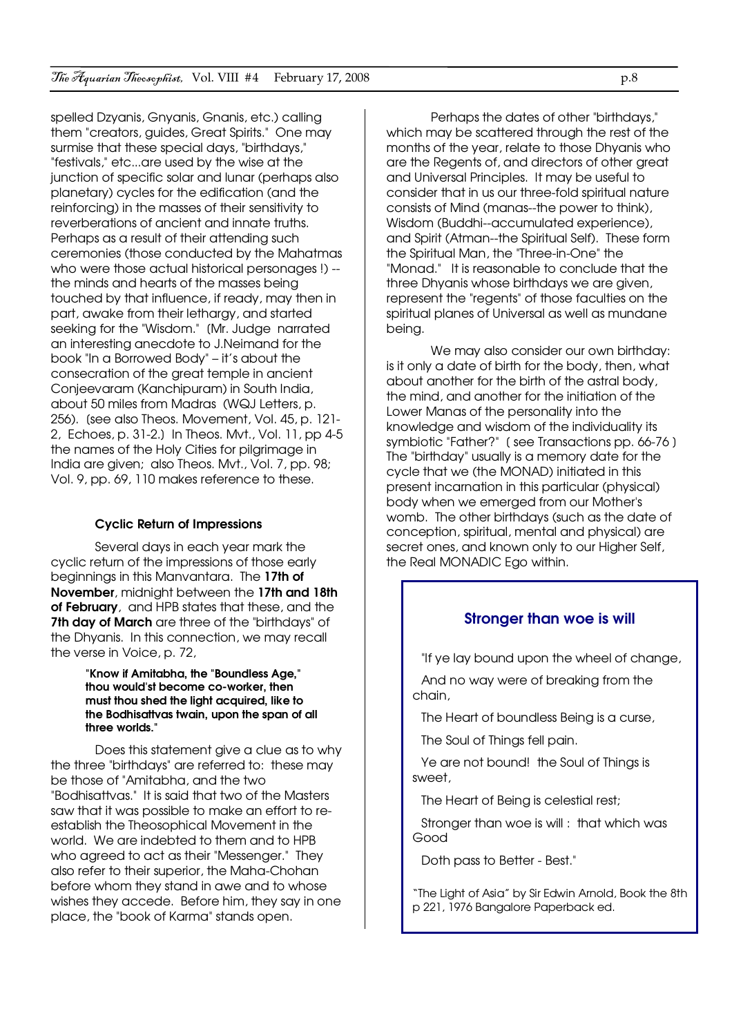spelled Dzyanis, Gnyanis, Gnanis, etc.) calling them "creators, guides, Great Spirits." One may surmise that these special days, "birthdays," "festivals," etc...are used by the wise at the junction of specific solar and lunar (perhaps also planetary) cycles for the edification (and the reinforcing) in the masses of their sensitivity to reverberations of ancient and innate truths. Perhaps as a result of their attending such ceremonies (those conducted by the Mahatmas who were those actual historical personages !) -- the minds and hearts of the masses being touched by that influence, if ready, may then in part, awake from their lethargy, and started seeking for the "Wisdom." (Mr. Judge narrated an interesting anecdote to J.Neimand for the book "In a Borrowed Body" – it's about the consecration of the great temple in ancient Conjeevaram (Kanchipuram) in South India, about 50 miles from Madras (WQJ Letters, p. 256). (see also Theos. Movement, Vol. 45, p. 121-2, Echoes, p. 31-2.) In Theos. Mvt., Vol. 11, pp 4-5 the names of the Holy Cities for pilgrimage in India are given; also Theos. Mvt., Vol. 7, pp. 98; Vol. 9, pp. 69, 110 makes reference to these.

### Cyclic Return of Impressions

Several days in each year mark the cyclic return of the impressions of those early beginnings in this Manvantara. The **17th of November**, midnight between the **17th and 18th of February**, and HPB states that these, and the **7th day of March** are three of the "birthdays" of the Dhyanis. In this connection, we may recall the verse in Voice, p. 72,

> **"Know if Amitabha, the "Boundless Age," thou would'st become co-worker, then must thou shed the light acquired, like to the Bodhisattvas twain, upon the span of all three worlds."**

Does this statement give a clue as to why the three "birthdays" are referred to: these may be those of "Amitabha, and the two "Bodhisattvas." It is said that two of the Masters saw that it was possible to make an effort to re-establish the Theosophical Movement in the world. We are indebted to them and to HPB who agreed to act as their "Messenger." They also refer to their superior, the Maha-Chohan before whom they stand in awe and to whose wishes they accede. Before him, they say in one place, the "book of Karma" stands open.

Perhaps the dates of other "birthdays," which may be scattered through the rest of the months of the year, relate to those Dhyanis who are the Regents of, and directors of other great and Universal Principles. It may be useful to consider that in us our three-fold spiritual nature consists of Mind (manas--the power to think), Wisdom (Buddhi--accumulated experience), and Spirit (Atman--the Spiritual Self). These form the Spiritual Man, the "Three-in-One" the "Monad." It is reasonable to conclude that the three Dhyanis whose birthdays we are given, represent the "regents" of those faculties on the spiritual planes of Universal as well as mundane being.

We may also consider our own birthday: is it only a date of birth for the body, then, what about another for the birth of the astral body, the mind, and another for the initiation of the Lower Manas of the personality into the knowledge and wisdom of the individuality its symbiotic "Father?" ( see Transactions pp. 66-76 ) The "birthday" usually is a memory date for the cycle that we (the MONAD) initiated in this present incarnation in this particular (physical) body when we emerged from our Mother's womb. The other birthdays (such as the date of conception, spiritual, mental and physical) are secret ones, and known only to our Higher Self, the Real MONADIC Ego within.

### Stronger than woe is will

"If ye lay bound upon the wheel of change,

And no way were of breaking from the chain,

The Heart of boundless Being is a curse,

The Soul of Things fell pain.

Ye are not bound! the Soul of Things is sweet,

The Heart of Being is celestial rest;

Stronger than woe is will : that which was Good

Doth pass to Better - Best."

"The Light of Asia" by Sir Edwin Arnold, Book the 8th p 221, 1976 Bangalore Paperback ed.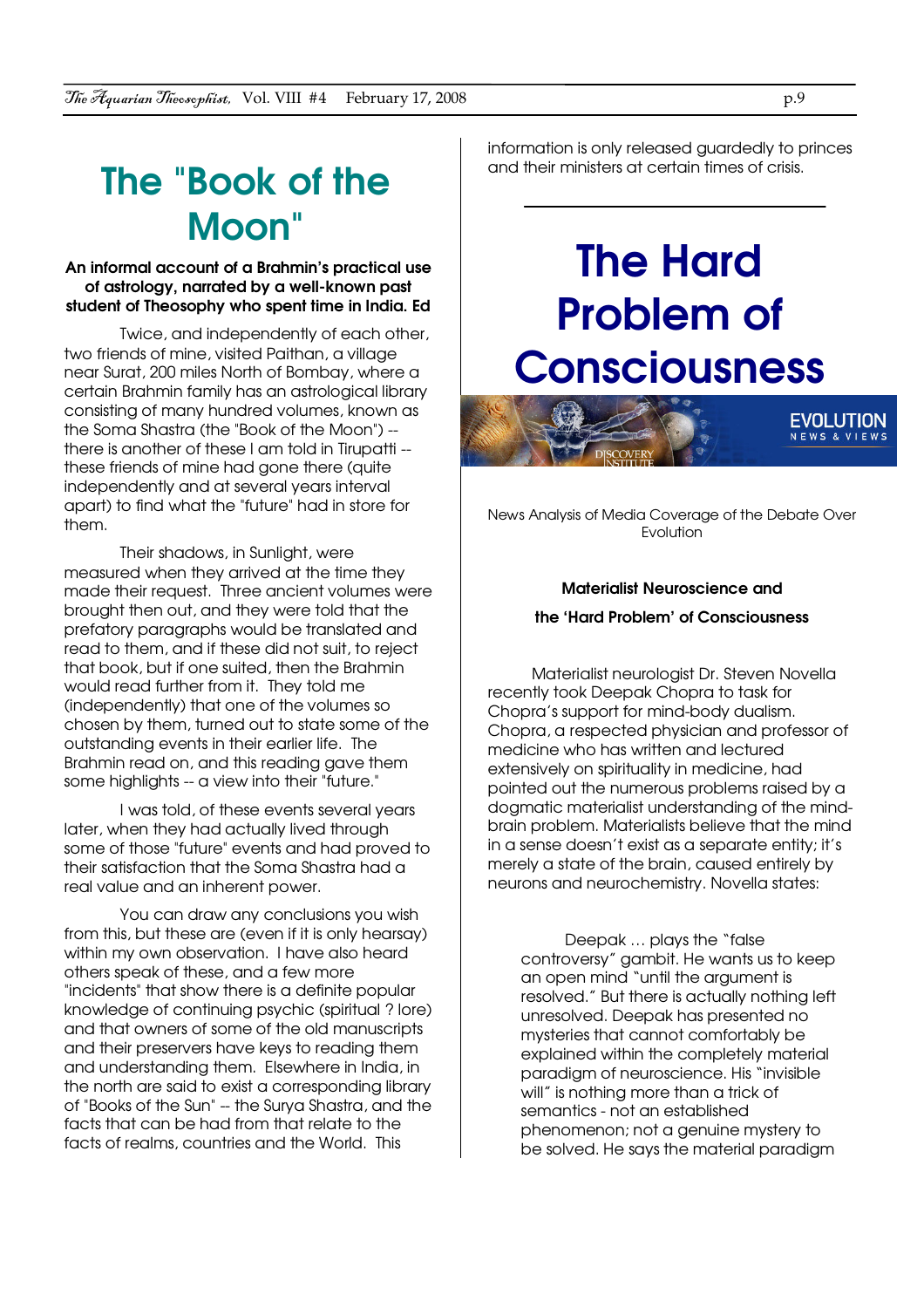# The "Book of the Moon"

**An informal account of a Brahmin's practical use of astrology, narrated by a well-known past student of Theosophy who spent time in India. Ed**

Twice, and independently of each other, two friends of mine, visited Paithan, a village near Surat, 200 miles North of Bombay, where a certain Brahmin family has an astrological library consisting of many hundred volumes, known as the Soma Shastra (the "Book of the Moon") -- there is another of these I am told in Tirupatti -- these friends of mine had gone there (quite independently and at several years interval apart) to find what the "future" had in store for them.

Their shadows, in Sunlight, were measured when they arrived at the time they made their request. Three ancient volumes were brought then out, and they were told that the prefatory paragraphs would be translated and read to them, and if these did not suit, to reject that book, but if one suited, then the Brahmin would read further from it. They told me (independently) that one of the volumes so chosen by them, turned out to state some of the outstanding events in their earlier life. The Brahmin read on, and this reading gave them some highlights -- a view into their "future."

I was told, of these events several years later, when they had actually lived through some of those "future" events and had proved to their satisfaction that the Soma Shastra had a real value and an inherent power.

You can draw any conclusions you wish from this, but these are (even if it is only hearsay) within my own observation. I have also heard others speak of these, and a few more "incidents" that show there is a definite popular knowledge of continuing psychic (spiritual ? lore) and that owners of some of the old manuscripts and their preservers have keys to reading them and understanding them. Elsewhere in India, in the north are said to exist a corresponding library of "Books of the Sun" -- the Surya Shastra, and the facts that can be had from that relate to the facts of realms, countries and the World. This information is only released guardedly to princes and their ministers at certain times of crisis.

---

# The Hard Problem of Consciousness

EVOLUTION NEWS & VIEWS

DISCOVERY INSTITUTE

News Analysis of Media Coverage of the Debate Over Evolution

**Materialist Neuroscience and**

**the 'Hard Problem' of Consciousness**

Materialist neurologist Dr. Steven Novella recently took Deepak Chopra to task for Chopra's support for mind-body dualism. Chopra, a respected physician and professor of medicine who has written and lectured extensively on spirituality in medicine, had pointed out the numerous problems raised by a dogmatic materialist understanding of the mind-brain problem. Materialists believe that the mind in a sense doesn't exist as a separate entity; it's merely a state of the brain, caused entirely by neurons and neurochemistry. Novella states:

> Deepak … plays the "false controversy" gambit. He wants us to keep an open mind "until the argument is resolved." But there is actually nothing left unresolved. Deepak has presented no mysteries that cannot comfortably be explained within the completely material paradigm of neuroscience. His "invisible will" is nothing more than a trick of semantics - not an established phenomenon; not a genuine mystery to be solved. He says the material paradigm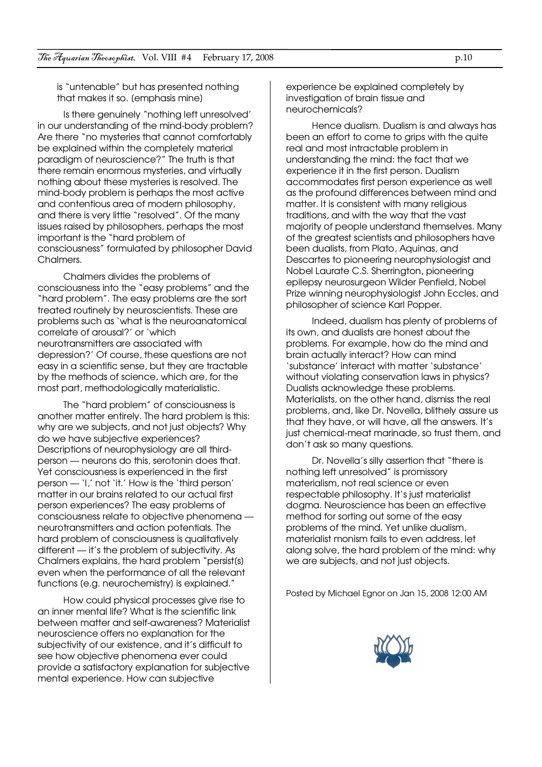is "untenable" but has presented nothing that makes it so. (emphasis mine)

Is there genuinely "nothing left unresolved' in our understanding of the mind-body problem? Are there "no mysteries that cannot comfortably be explained within the completely material paradigm of neuroscience?" The truth is that there remain enormous mysteries, and virtually nothing about these mysteries is resolved. The mind-body problem is perhaps the most active and contentious area of modern philosophy, and there is very little "resolved". Of the many issues raised by philosophers, perhaps the most important is the "hard problem of consciousness" formulated by philosopher David Chalmers.

Chalmers divides the problems of consciousness into the "easy problems" and the "hard problem". The easy problems are the sort treated routinely by neuroscientists. These are problems such as 'what is the neuroanatomical correlate of arousal?' or 'which neurotransmitters are associated with depression?' Of course, these questions are not easy in a scientific sense, but they are tractable by the methods of science, which are, for the most part, methodologically materialistic.

The "hard problem" of consciousness is another matter entirely. The hard problem is this: why are we subjects, and not just objects? Why do we have subjective experiences? Descriptions of neurophysiology are all third-person — neurons do this, serotonin does that. Yet consciousness is experienced in the first person — 'I,' not 'it.' How is the 'third person' matter in our brains related to our actual first person experiences? The easy problems of consciousness relate to objective phenomena — neurotransmitters and action potentials. The hard problem of consciousness is qualitatively different — it's the problem of subjectivity. As Chalmers explains, the hard problem "persist(s) even when the performance of all the relevant functions (e.g. neurochemistry) is explained."

How could physical processes give rise to an inner mental life? What is the scientific link between matter and self-awareness? Materialist neuroscience offers no explanation for the subjectivity of our existence, and it's difficult to see how objective phenomena ever could provide a satisfactory explanation for subjective mental experience. How can subjective experience be explained completely by investigation of brain tissue and neurochemicals?

Hence dualism. Dualism is and always has been an effort to come to grips with the quite real and most intractable problem in understanding the mind: the fact that we experience it in the first person. Dualism accommodates first person experience as well as the profound differences between mind and matter. It is consistent with many religious traditions, and with the way that the vast majority of people understand themselves. Many of the greatest scientists and philosophers have been dualists, from Plato, Aquinas, and Descartes to pioneering neurophysiologist and Nobel Laurate C.S. Sherrington, pioneering epilepsy neurosurgeon Wilder Penfield, Nobel Prize winning neurophysiologist John Eccles, and philosopher of science Karl Popper.

Indeed, dualism has plenty of problems of its own, and dualists are honest about the problems. For example, how do the mind and brain actually interact? How can mind 'substance' interact with matter 'substance' without violating conservation laws in physics? Dualists acknowledge these problems. Materialists, on the other hand, dismiss the real problems, and, like Dr. Novella, blithely assure us that they have, or will have, all the answers. It's just chemical-meat marinade, so trust them, and don't ask so many questions.

Dr. Novella's silly assertion that "there is nothing left unresolved" is promissory materialism, not real science or even respectable philosophy. It's just materialist dogma. Neuroscience has been an effective method for sorting out some of the easy problems of the mind. Yet unlike dualism, materialist monism fails to even address, let along solve, the hard problem of the mind: why we are subjects, and not just objects.

Posted by Michael Egnor on Jan 15, 2008 12:00 AM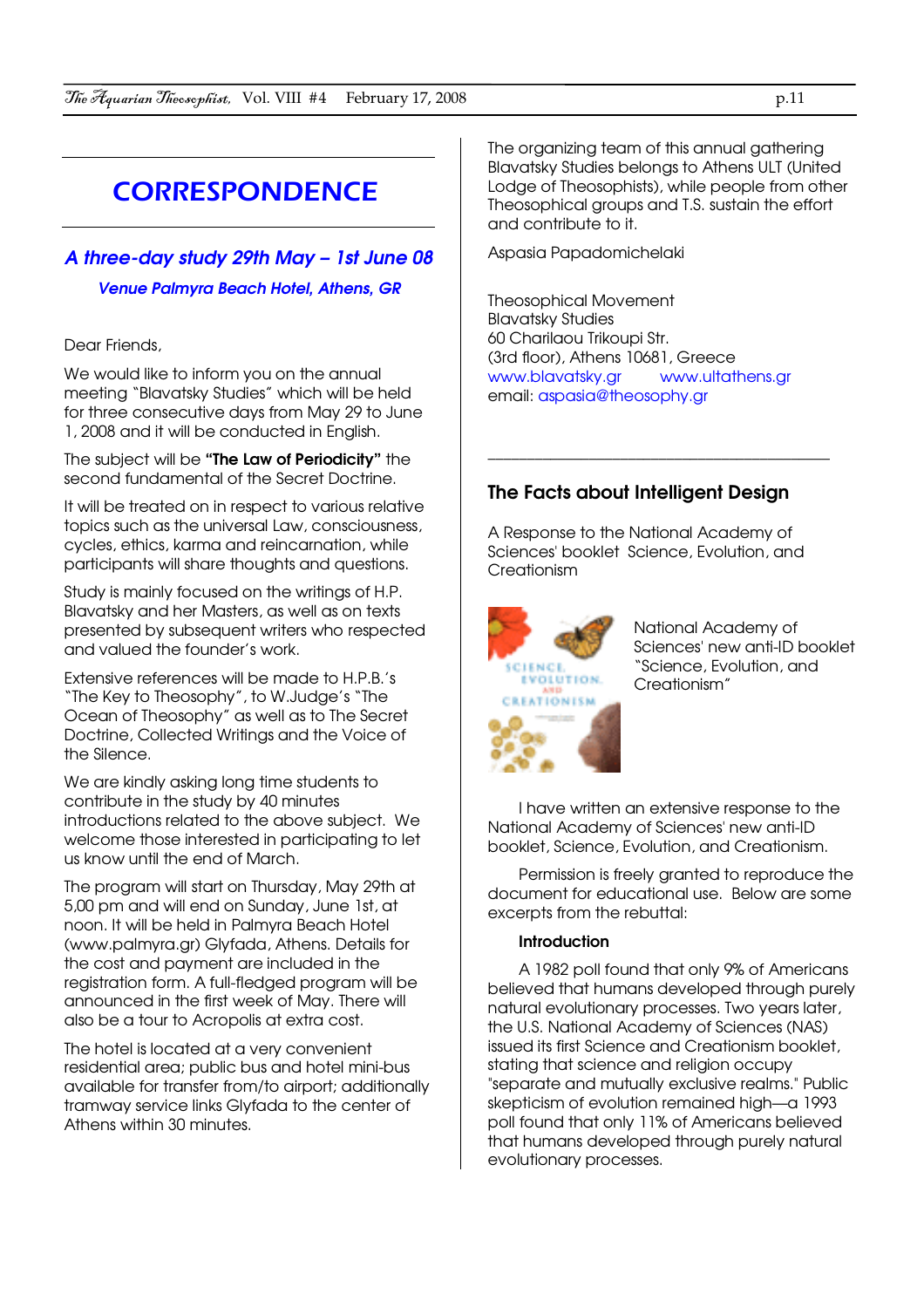## CORRESPONDENCE

### *A three-day study 29th May – 1st June 08*

***Venue Palmyra Beach Hotel, Athens, GR***

Dear Friends,

We would like to inform you on the annual meeting "Blavatsky Studies" which will be held for three consecutive days from May 29 to June 1, 2008 and it will be conducted in English.

The subject will be **"The Law of Periodicity"** the second fundamental of the Secret Doctrine.

It will be treated on in respect to various relative topics such as the universal Law, consciousness, cycles, ethics, karma and reincarnation, while participants will share thoughts and questions.

Study is mainly focused on the writings of H.P. Blavatsky and her Masters, as well as on texts presented by subsequent writers who respected and valued the founder's work.

Extensive references will be made to H.P.B.'s "The Key to Theosophy", to W.Judge's "The Ocean of Theosophy" as well as to The Secret Doctrine, Collected Writings and the Voice of the Silence.

We are kindly asking long time students to contribute in the study by 40 minutes introductions related to the above subject. We welcome those interested in participating to let us know until the end of March.

The program will start on Thursday, May 29th at 5,00 pm and will end on Sunday, June 1st, at noon. It will be held in Palmyra Beach Hotel (www.palmyra.gr) Glyfada, Athens. Details for the cost and payment are included in the registration form. A full-fledged program will be announced in the first week of May. There will also be a tour to Acropolis at extra cost.

The hotel is located at a very convenient residential area; public bus and hotel mini-bus available for transfer from/to airport; additionally tramway service links Glyfada to the center of Athens within 30 minutes.

The organizing team of this annual gathering Blavatsky Studies belongs to Athens ULT (United Lodge of Theosophists), while people from other Theosophical groups and T.S. sustain the effort and contribute to it.

Aspasia Papadomichelaki

Theosophical Movement
Blavatsky Studies
60 Charilaou Trikoupi Str.
(3rd floor), Athens 10681, Greece
www.blavatsky.gr www.ultathens.gr
email: aspasia@theosophy.gr

---

### The Facts about Intelligent Design

A Response to the National Academy of Sciences' booklet Science, Evolution, and Creationism

National Academy of Sciences' new anti-ID booklet "Science, Evolution, and Creationism"

I have written an extensive response to the National Academy of Sciences' new anti-ID booklet, Science, Evolution, and Creationism.

Permission is freely granted to reproduce the document for educational use. Below are some excerpts from the rebuttal:

**Introduction**

A 1982 poll found that only 9% of Americans believed that humans developed through purely natural evolutionary processes. Two years later, the U.S. National Academy of Sciences (NAS) issued its first Science and Creationism booklet, stating that science and religion occupy "separate and mutually exclusive realms." Public skepticism of evolution remained high—a 1993 poll found that only 11% of Americans believed that humans developed through purely natural evolutionary processes.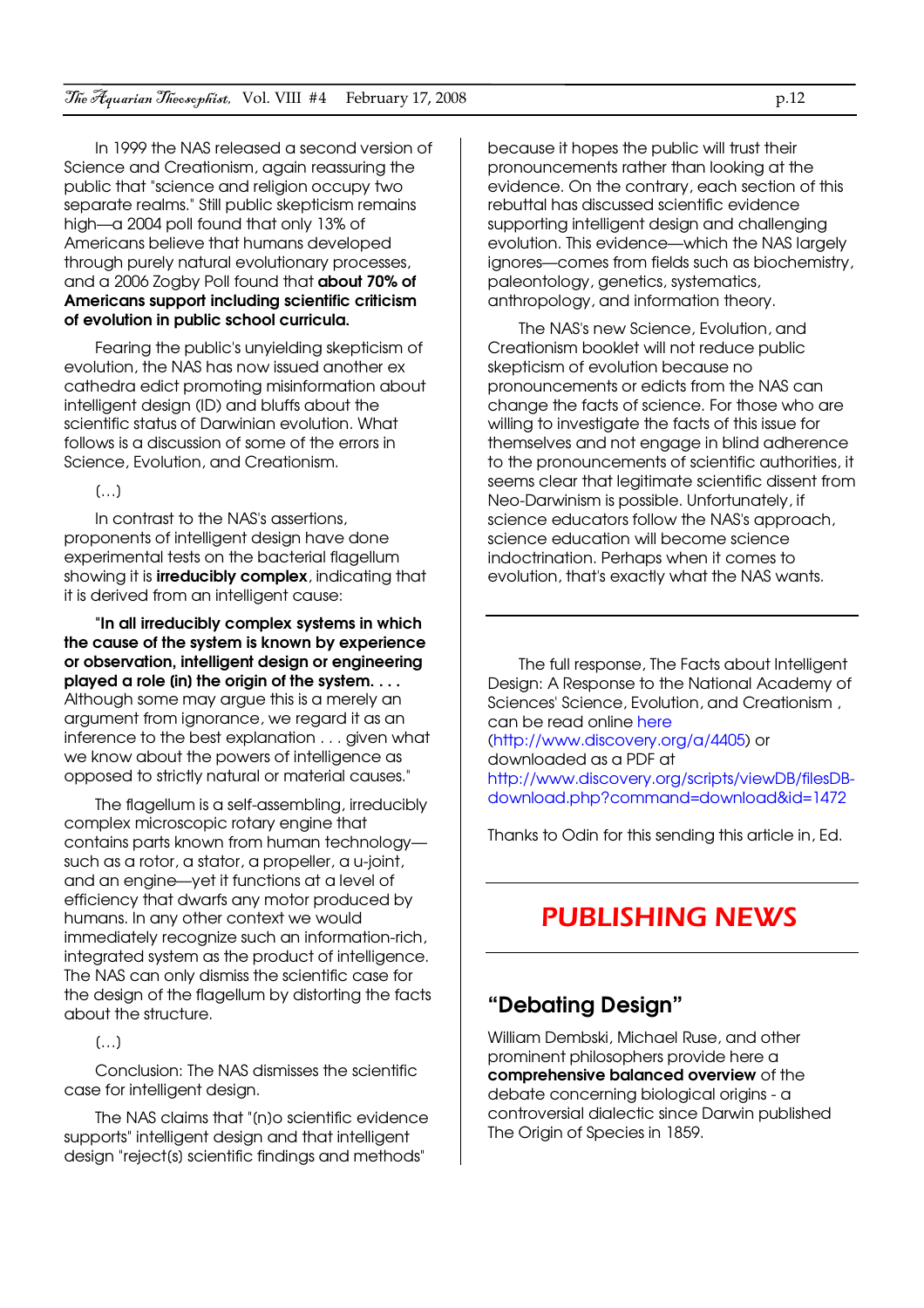In 1999 the NAS released a second version of Science and Creationism, again reassuring the public that "science and religion occupy two separate realms." Still public skepticism remains high—a 2004 poll found that only 13% of Americans believe that humans developed through purely natural evolutionary processes, and a 2006 Zogby Poll found that **about 70% of Americans support including scientific criticism of evolution in public school curricula.**

Fearing the public's unyielding skepticism of evolution, the NAS has now issued another ex cathedra edict promoting misinformation about intelligent design (ID) and bluffs about the scientific status of Darwinian evolution. What follows is a discussion of some of the errors in Science, Evolution, and Creationism.

(…)

In contrast to the NAS's assertions, proponents of intelligent design have done experimental tests on the bacterial flagellum showing it is **irreducibly complex**, indicating that it is derived from an intelligent cause:

"**In all irreducibly complex systems in which the cause of the system is known by experience or observation, intelligent design or engineering played a role (in) the origin of the system. . . .** Although some may argue this is a merely an argument from ignorance, we regard it as an inference to the best explanation . . . given what we know about the powers of intelligence as opposed to strictly natural or material causes."

The flagellum is a self-assembling, irreducibly complex microscopic rotary engine that contains parts known from human technology—such as a rotor, a stator, a propeller, a u-joint, and an engine—yet it functions at a level of efficiency that dwarfs any motor produced by humans. In any other context we would immediately recognize such an information-rich, integrated system as the product of intelligence. The NAS can only dismiss the scientific case for the design of the flagellum by distorting the facts about the structure.

(…)

Conclusion: The NAS dismisses the scientific case for intelligent design.

The NAS claims that "(n)o scientific evidence supports" intelligent design and that intelligent design "reject(s) scientific findings and methods" because it hopes the public will trust their pronouncements rather than looking at the evidence. On the contrary, each section of this rebuttal has discussed scientific evidence supporting intelligent design and challenging evolution. This evidence—which the NAS largely ignores—comes from fields such as biochemistry, paleontology, genetics, systematics, anthropology, and information theory.

The NAS's new Science, Evolution, and Creationism booklet will not reduce public skepticism of evolution because no pronouncements or edicts from the NAS can change the facts of science. For those who are willing to investigate the facts of this issue for themselves and not engage in blind adherence to the pronouncements of scientific authorities, it seems clear that legitimate scientific dissent from Neo-Darwinism is possible. Unfortunately, if science educators follow the NAS's approach, science education will become science indoctrination. Perhaps when it comes to evolution, that's exactly what the NAS wants.

---

The full response, The Facts about Intelligent Design: A Response to the National Academy of Sciences' Science, Evolution, and Creationism , can be read online here (http://www.discovery.org/a/4405) or downloaded as a PDF at http://www.discovery.org/scripts/viewDB/filesDB-download.php?command=download&id=1472

Thanks to Odin for this sending this article in, Ed.

---

# PUBLISHING NEWS

---

## "Debating Design"

William Dembski, Michael Ruse, and other prominent philosophers provide here a **comprehensive balanced overview** of the debate concerning biological origins - a controversial dialectic since Darwin published The Origin of Species in 1859.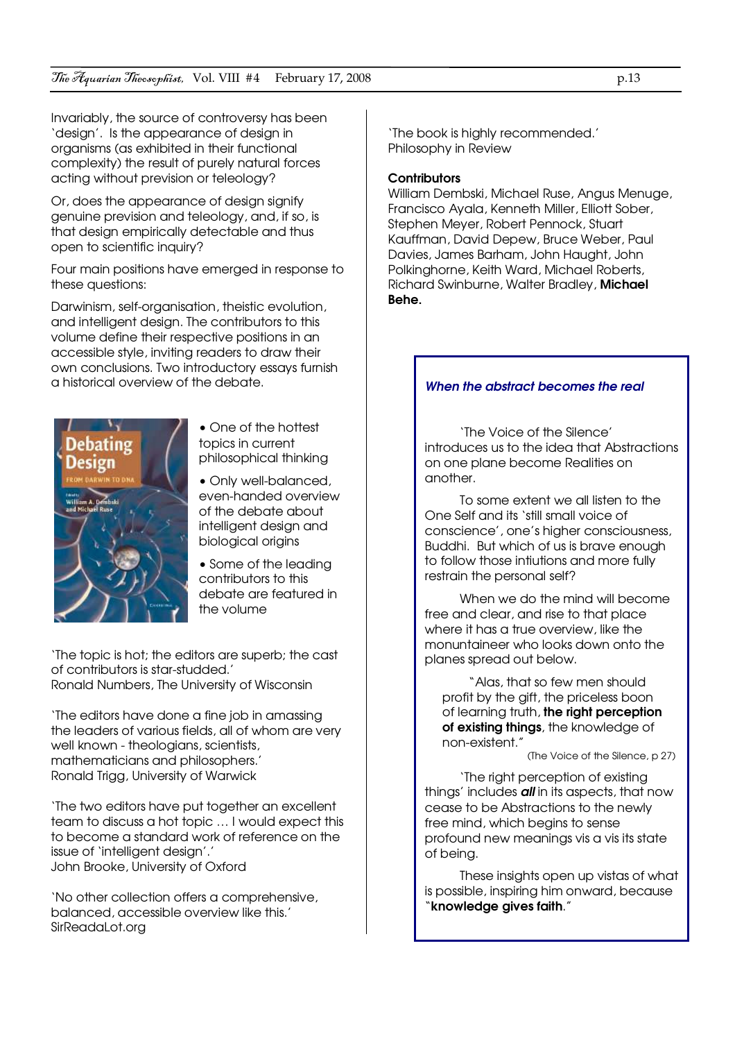Invariably, the source of controversy has been 'design'. Is the appearance of design in organisms (as exhibited in their functional complexity) the result of purely natural forces acting without prevision or teleology?

Or, does the appearance of design signify genuine prevision and teleology, and, if so, is that design empirically detectable and thus open to scientific inquiry?

Four main positions have emerged in response to these questions:

Darwinism, self-organisation, theistic evolution, and intelligent design. The contributors to this volume define their respective positions in an accessible style, inviting readers to draw their own conclusions. Two introductory essays furnish a historical overview of the debate.

- One of the hottest topics in current philosophical thinking
- Only well-balanced, even-handed overview of the debate about intelligent design and biological origins
- Some of the leading contributors to this debate are featured in the volume

'The topic is hot; the editors are superb; the cast of contributors is star-studded.'
Ronald Numbers, The University of Wisconsin

'The editors have done a fine job in amassing the leaders of various fields, all of whom are very well known - theologians, scientists, mathematicians and philosophers.'
Ronald Trigg, University of Warwick

'The two editors have put together an excellent team to discuss a hot topic … I would expect this to become a standard work of reference on the issue of 'intelligent design'.'
John Brooke, University of Oxford

'No other collection offers a comprehensive, balanced, accessible overview like this.'
SirReadaLot.org

'The book is highly recommended.'
Philosophy in Review

**Contributors**
William Dembski, Michael Ruse, Angus Menuge, Francisco Ayala, Kenneth Miller, Elliott Sober, Stephen Meyer, Robert Pennock, Stuart Kauffman, David Depew, Bruce Weber, Paul Davies, James Barham, John Haught, John Polkinghorne, Keith Ward, Michael Roberts, Richard Swinburne, Walter Bradley, **Michael Behe.**

### *When the abstract becomes the real*

'The Voice of the Silence' introduces us to the idea that Abstractions on one plane become Realities on another.

To some extent we all listen to the One Self and its 'still small voice of conscience', one's higher consciousness, Buddhi. But which of us is brave enough to follow those intiutions and more fully restrain the personal self?

When we do the mind will become free and clear, and rise to that place where it has a true overview, like the monuntaineer who looks down onto the planes spread out below.

> "Alas, that so few men should profit by the gift, the priceless boon of learning truth, **the right perception of existing things**, the knowledge of non-existent."
>
> (The Voice of the Silence, p 27)

'The right perception of existing things' includes ***all*** in its aspects, that now cease to be Abstractions to the newly free mind, which begins to sense profound new meanings vis a vis its state of being.

These insights open up vistas of what is possible, inspiring him onward, because "**knowledge gives faith**."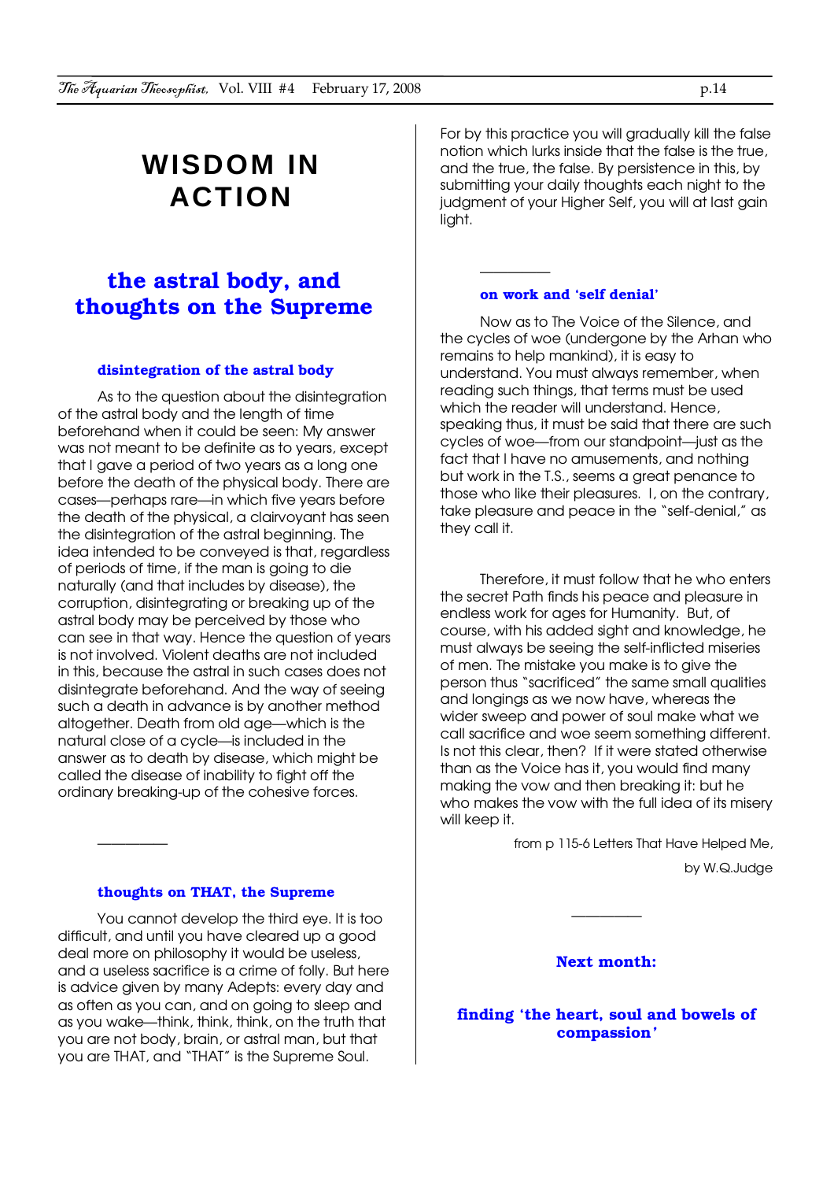# WISDOM IN ACTION

## the astral body, and thoughts on the Supreme

### disintegration of the astral body

As to the question about the disintegration of the astral body and the length of time beforehand when it could be seen: My answer was not meant to be definite as to years, except that I gave a period of two years as a long one before the death of the physical body. There are cases—perhaps rare—in which five years before the death of the physical, a clairvoyant has seen the disintegration of the astral beginning. The idea intended to be conveyed is that, regardless of periods of time, if the man is going to die naturally (and that includes by disease), the corruption, disintegrating or breaking up of the astral body may be perceived by those who can see in that way. Hence the question of years is not involved. Violent deaths are not included in this, because the astral in such cases does not disintegrate beforehand. And the way of seeing such a death in advance is by another method altogether. Death from old age—which is the natural close of a cycle—is included in the answer as to death by disease, which might be called the disease of inability to fight off the ordinary breaking-up of the cohesive forces.

---

### thoughts on THAT, the Supreme

You cannot develop the third eye. It is too difficult, and until you have cleared up a good deal more on philosophy it would be useless, and a useless sacrifice is a crime of folly. But here is advice given by many Adepts: every day and as often as you can, and on going to sleep and as you wake—think, think, think, on the truth that you are not body, brain, or astral man, but that you are THAT, and "THAT" is the Supreme Soul. For by this practice you will gradually kill the false notion which lurks inside that the false is the true, and the true, the false. By persistence in this, by submitting your daily thoughts each night to the judgment of your Higher Self, you will at last gain light.

---

### on work and 'self denial'

Now as to The Voice of the Silence, and the cycles of woe (undergone by the Arhan who remains to help mankind), it is easy to understand. You must always remember, when reading such things, that terms must be used which the reader will understand. Hence, speaking thus, it must be said that there are such cycles of woe—from our standpoint—just as the fact that I have no amusements, and nothing but work in the T.S., seems a great penance to those who like their pleasures. I, on the contrary, take pleasure and peace in the "self-denial," as they call it.

Therefore, it must follow that he who enters the secret Path finds his peace and pleasure in endless work for ages for Humanity. But, of course, with his added sight and knowledge, he must always be seeing the self-inflicted miseries of men. The mistake you make is to give the person thus "sacrificed" the same small qualities and longings as we now have, whereas the wider sweep and power of soul make what we call sacrifice and woe seem something different. Is not this clear, then? If it were stated otherwise than as the Voice has it, you would find many making the vow and then breaking it: but he who makes the vow with the full idea of its misery will keep it.

from p 115-6 Letters That Have Helped Me,

by W.Q.Judge

---

**Next month:**

**finding 'the heart, soul and bowels of compassion'**